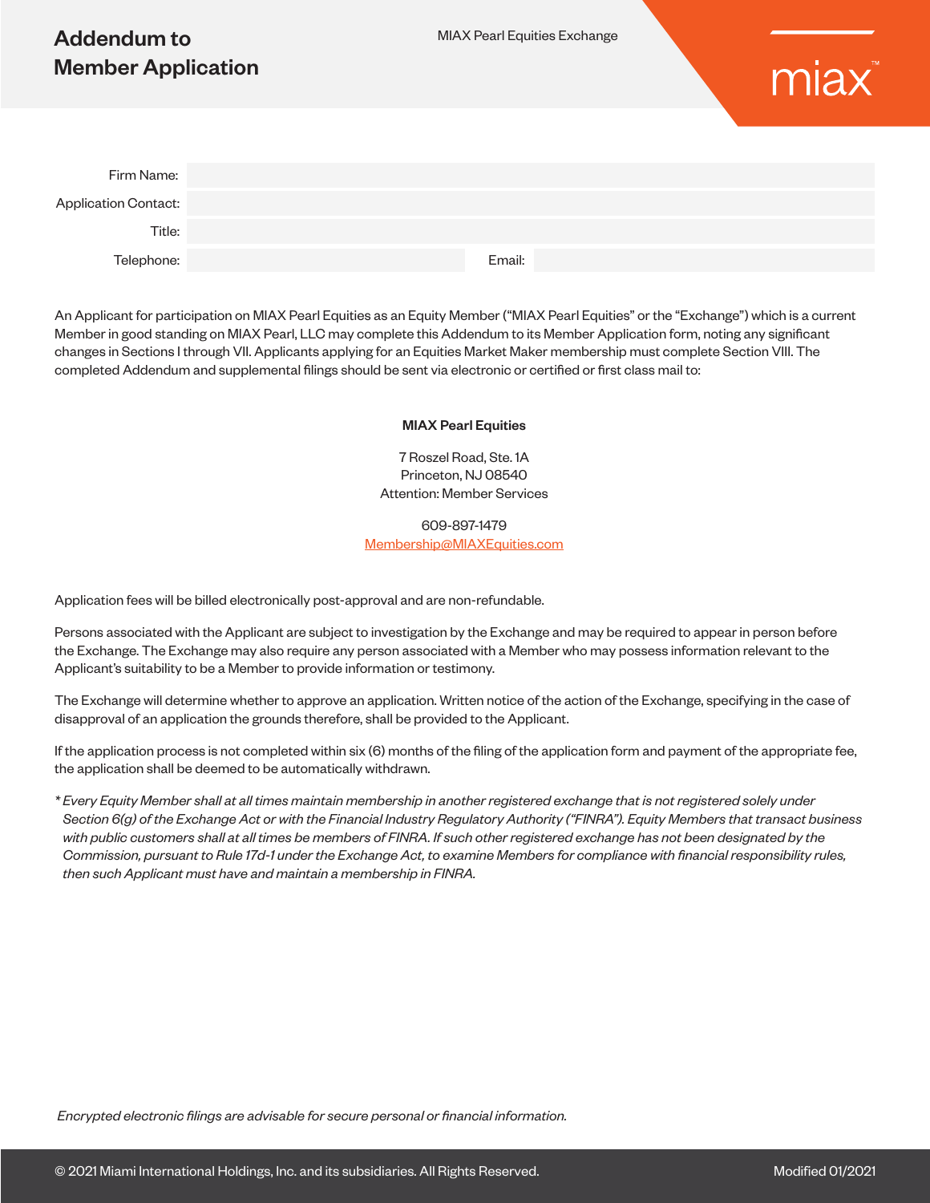# Addendum to Member Application

MIAX Pearl Equities Exchange

| | |
|---|---|
| Firm Name: | |
| Application Contact: | |
| Title: | |
| Telephone: | Email: |

An Applicant for participation on MIAX Pearl Equities as an Equity Member ("MIAX Pearl Equities" or the "Exchange") which is a current Member in good standing on MIAX Pearl, LLC may complete this Addendum to its Member Application form, noting any significant changes in Sections I through VII. Applicants applying for an Equities Market Maker membership must complete Section VIII. The completed Addendum and supplemental filings should be sent via electronic or certified or first class mail to:

**MIAX Pearl Equities**

7 Roszel Road, Ste. 1A
Princeton, NJ 08540
Attention: Member Services

609-897-1479
Membership@MIAXEquities.com

Application fees will be billed electronically post-approval and are non-refundable.

Persons associated with the Applicant are subject to investigation by the Exchange and may be required to appear in person before the Exchange. The Exchange may also require any person associated with a Member who may possess information relevant to the Applicant's suitability to be a Member to provide information or testimony.

The Exchange will determine whether to approve an application. Written notice of the action of the Exchange, specifying in the case of disapproval of an application the grounds therefore, shall be provided to the Applicant.

If the application process is not completed within six (6) months of the filing of the application form and payment of the appropriate fee, the application shall be deemed to be automatically withdrawn.

*\* Every Equity Member shall at all times maintain membership in another registered exchange that is not registered solely under Section 6(g) of the Exchange Act or with the Financial Industry Regulatory Authority ("FINRA"). Equity Members that transact business with public customers shall at all times be members of FINRA. If such other registered exchange has not been designated by the Commission, pursuant to Rule 17d-1 under the Exchange Act, to examine Members for compliance with financial responsibility rules, then such Applicant must have and maintain a membership in FINRA.*

*Encrypted electronic filings are advisable for secure personal or financial information.*

© 2021 Miami International Holdings, Inc. and its subsidiaries. All Rights Reserved. Modified 01/2021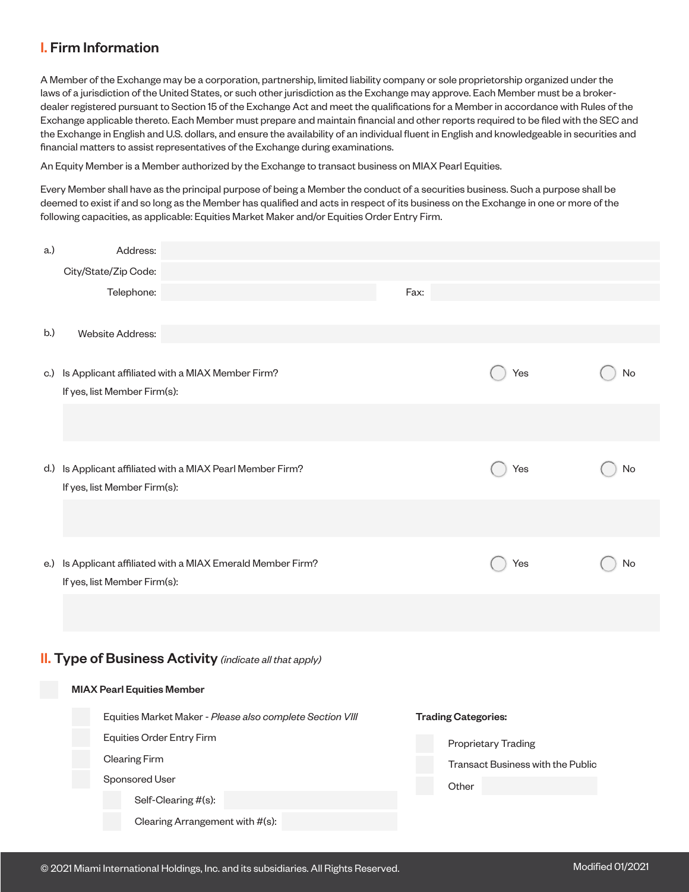## I. Firm Information

A Member of the Exchange may be a corporation, partnership, limited liability company or sole proprietorship organized under the laws of a jurisdiction of the United States, or such other jurisdiction as the Exchange may approve. Each Member must be a broker-dealer registered pursuant to Section 15 of the Exchange Act and meet the qualifications for a Member in accordance with Rules of the Exchange applicable thereto. Each Member must prepare and maintain financial and other reports required to be filed with the SEC and the Exchange in English and U.S. dollars, and ensure the availability of an individual fluent in English and knowledgeable in securities and financial matters to assist representatives of the Exchange during examinations.

An Equity Member is a Member authorized by the Exchange to transact business on MIAX Pearl Equities.

Every Member shall have as the principal purpose of being a Member the conduct of a securities business. Such a purpose shall be deemed to exist if and so long as the Member has qualified and acts in respect of its business on the Exchange in one or more of the following capacities, as applicable: Equities Market Maker and/or Equities Order Entry Firm.

a.) Address:

City/State/Zip Code:

Telephone: Fax:

b.) Website Address:

c.) Is Applicant affiliated with a MIAX Member Firm? ◯ Yes ◯ No

If yes, list Member Firm(s):

d.) Is Applicant affiliated with a MIAX Pearl Member Firm? ◯ Yes ◯ No

If yes, list Member Firm(s):

e.) Is Applicant affiliated with a MIAX Emerald Member Firm? ◯ Yes ◯ No

If yes, list Member Firm(s):

## II. Type of Business Activity *(indicate all that apply)*

☐ **MIAX Pearl Equities Member**

- ☐ Equities Market Maker - *Please also complete Section VIII*
- ☐ Equities Order Entry Firm
- ☐ Clearing Firm
- ☐ Sponsored User
  - ☐ Self-Clearing #(s):
  - ☐ Clearing Arrangement with #(s):

**Trading Categories:**

- ☐ Proprietary Trading
- ☐ Transact Business with the Public
- ☐ Other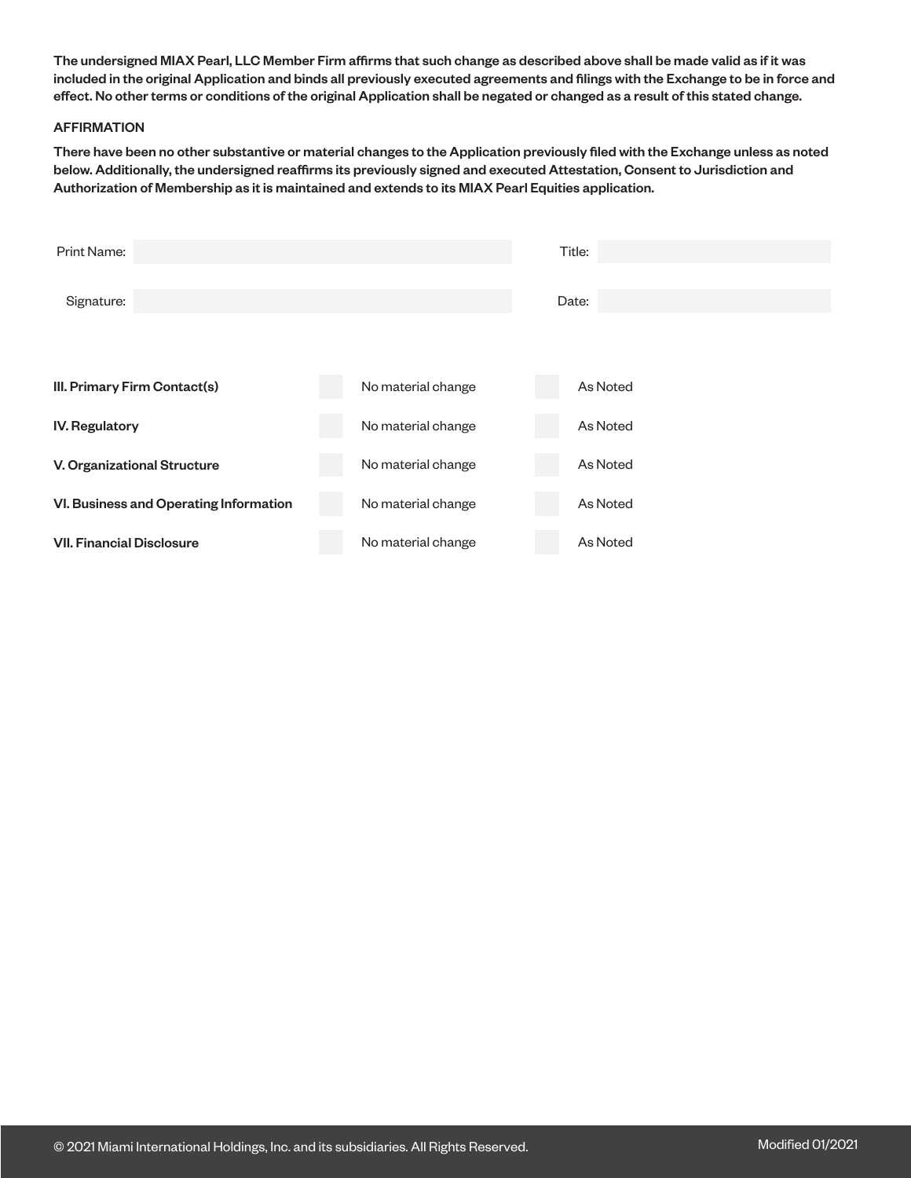**The undersigned MIAX Pearl, LLC Member Firm affirms that such change as described above shall be made valid as if it was included in the original Application and binds all previously executed agreements and filings with the Exchange to be in force and effect. No other terms or conditions of the original Application shall be negated or changed as a result of this stated change.**

AFFIRMATION

**There have been no other substantive or material changes to the Application previously filed with the Exchange unless as noted below. Additionally, the undersigned reaffirms its previously signed and executed Attestation, Consent to Jurisdiction and Authorization of Membership as it is maintained and extends to its MIAX Pearl Equities application.**

| | | | |
|---|---|---|---|
| Print Name: | | Title: | |
| Signature: | | Date: | |

| | | |
|---|---|---|
| **III. Primary Firm Contact(s)** | ☐ No material change | ☐ As Noted |
| **IV. Regulatory** | ☐ No material change | ☐ As Noted |
| **V. Organizational Structure** | ☐ No material change | ☐ As Noted |
| **VI. Business and Operating Information** | ☐ No material change | ☐ As Noted |
| **VII. Financial Disclosure** | ☐ No material change | ☐ As Noted |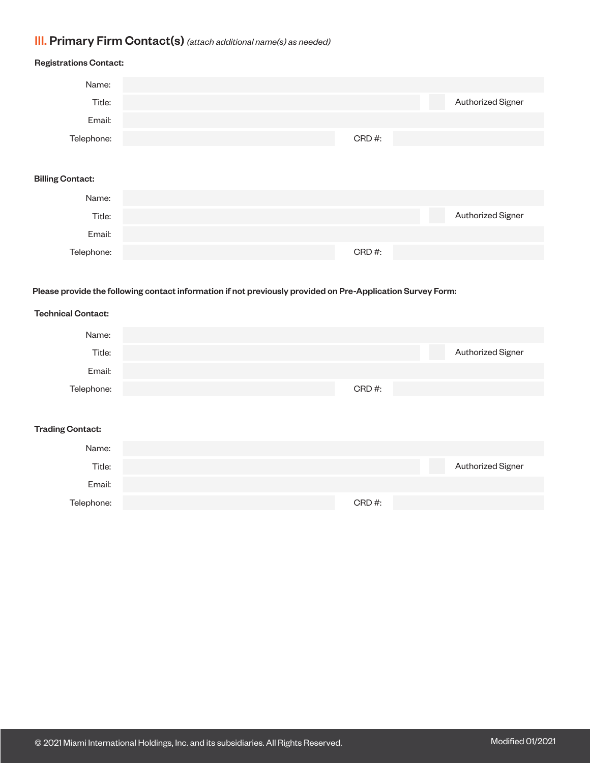## III. Primary Firm Contact(s) *(attach additional name(s) as needed)*

**Registrations Contact:**

Name:

Title: ☐ Authorized Signer

Email:

Telephone: CRD #:

**Billing Contact:**

Name:

Title: ☐ Authorized Signer

Email:

Telephone: CRD #:

**Please provide the following contact information if not previously provided on Pre-Application Survey Form:**

**Technical Contact:**

Name:

Title: ☐ Authorized Signer

Email:

Telephone: CRD #:

**Trading Contact:**

Name:

Title: ☐ Authorized Signer

Email:

Telephone: CRD #: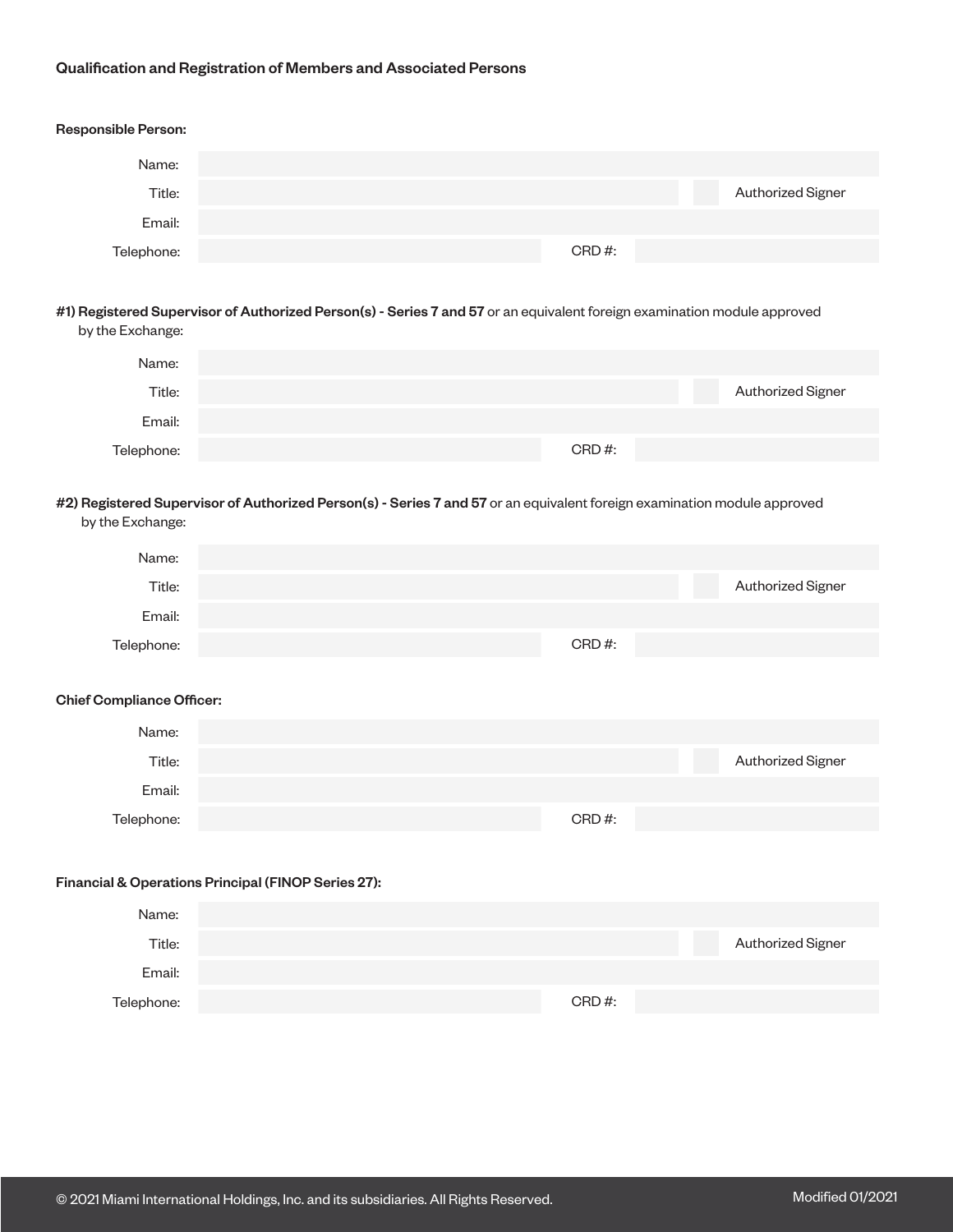### Qualification and Registration of Members and Associated Persons

**Responsible Person:**

Name:

Title: ☐ Authorized Signer

Email:

Telephone: CRD #:

**#1) Registered Supervisor of Authorized Person(s) - Series 7 and 57** or an equivalent foreign examination module approved by the Exchange:

Name:

Title: ☐ Authorized Signer

Email:

Telephone: CRD #:

**#2) Registered Supervisor of Authorized Person(s) - Series 7 and 57** or an equivalent foreign examination module approved by the Exchange:

Name:

Title: ☐ Authorized Signer

Email:

Telephone: CRD #:

**Chief Compliance Officer:**

Name:

Title: ☐ Authorized Signer

Email:

Telephone: CRD #:

**Financial & Operations Principal (FINOP Series 27):**

Name:

Title: ☐ Authorized Signer

Email:

Telephone: CRD #:

© 2021 Miami International Holdings, Inc. and its subsidiaries. All Rights Reserved.

Modified 01/2021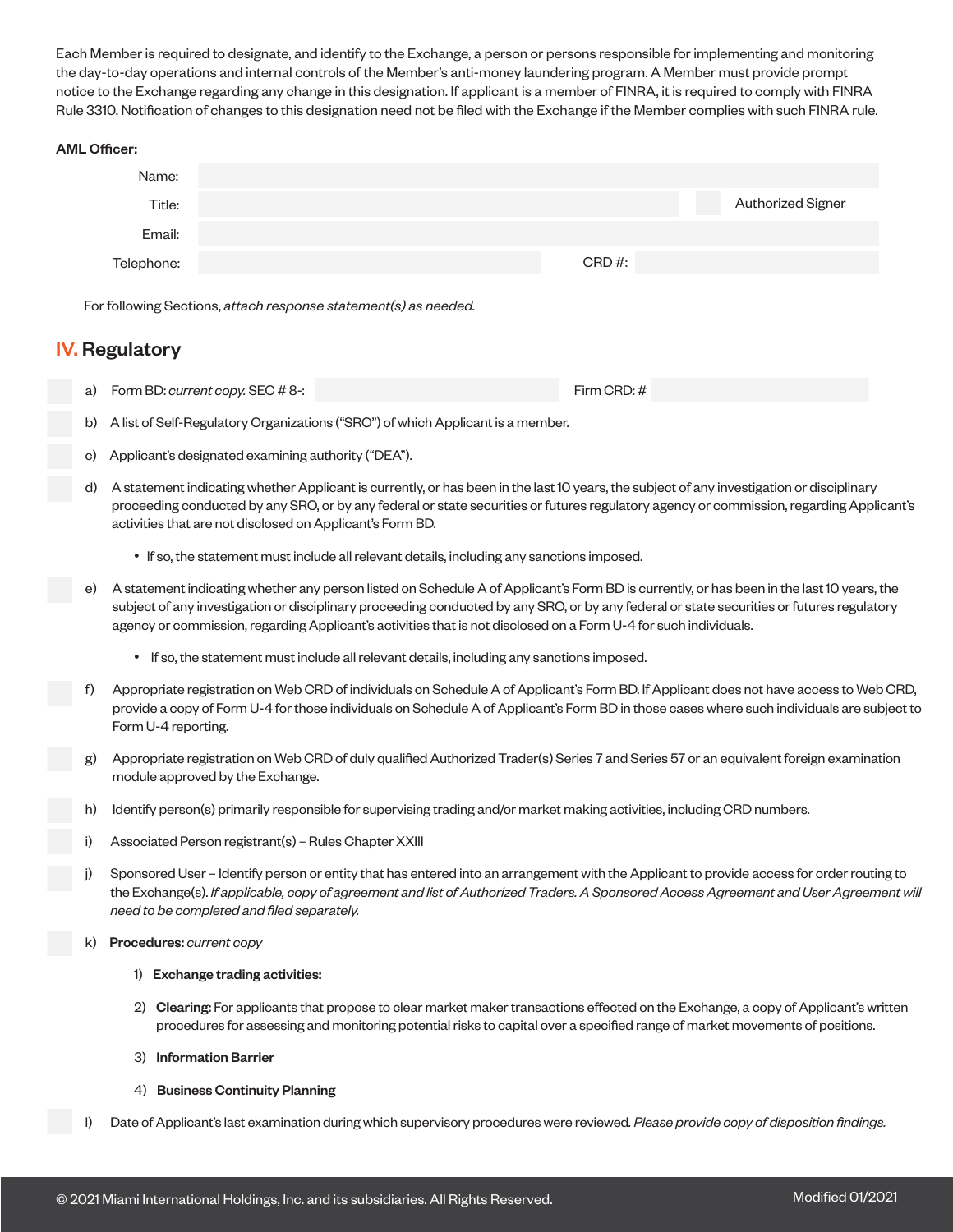Each Member is required to designate, and identify to the Exchange, a person or persons responsible for implementing and monitoring the day-to-day operations and internal controls of the Member's anti-money laundering program. A Member must provide prompt notice to the Exchange regarding any change in this designation. If applicant is a member of FINRA, it is required to comply with FINRA Rule 3310. Notification of changes to this designation need not be filed with the Exchange if the Member complies with such FINRA rule.

**AML Officer:**

Name:

Title: ☐ Authorized Signer

Email:

Telephone: CRD #:

For following Sections, *attach response statement(s) as needed.*

## IV. Regulatory

☐ a) Form BD: *current copy.* SEC # 8-: Firm CRD: #

☐ b) A list of Self-Regulatory Organizations ("SRO") of which Applicant is a member.

☐ c) Applicant's designated examining authority ("DEA").

☐ d) A statement indicating whether Applicant is currently, or has been in the last 10 years, the subject of any investigation or disciplinary proceeding conducted by any SRO, or by any federal or state securities or futures regulatory agency or commission, regarding Applicant's activities that are not disclosed on Applicant's Form BD.

- If so, the statement must include all relevant details, including any sanctions imposed.

☐ e) A statement indicating whether any person listed on Schedule A of Applicant's Form BD is currently, or has been in the last 10 years, the subject of any investigation or disciplinary proceeding conducted by any SRO, or by any federal or state securities or futures regulatory agency or commission, regarding Applicant's activities that is not disclosed on a Form U-4 for such individuals.

- If so, the statement must include all relevant details, including any sanctions imposed.

☐ f) Appropriate registration on Web CRD of individuals on Schedule A of Applicant's Form BD. If Applicant does not have access to Web CRD, provide a copy of Form U-4 for those individuals on Schedule A of Applicant's Form BD in those cases where such individuals are subject to Form U-4 reporting.

☐ g) Appropriate registration on Web CRD of duly qualified Authorized Trader(s) Series 7 and Series 57 or an equivalent foreign examination module approved by the Exchange.

☐ h) Identify person(s) primarily responsible for supervising trading and/or market making activities, including CRD numbers.

☐ i) Associated Person registrant(s) – Rules Chapter XXIII

☐ j) Sponsored User – Identify person or entity that has entered into an arrangement with the Applicant to provide access for order routing to the Exchange(s). *If applicable, copy of agreement and list of Authorized Traders. A Sponsored Access Agreement and User Agreement will need to be completed and filed separately.*

☐ k) **Procedures:** *current copy*

1) **Exchange trading activities:**
2) **Clearing:** For applicants that propose to clear market maker transactions effected on the Exchange, a copy of Applicant's written procedures for assessing and monitoring potential risks to capital over a specified range of market movements of positions.
3) **Information Barrier**
4) **Business Continuity Planning**

☐ l) Date of Applicant's last examination during which supervisory procedures were reviewed. *Please provide copy of disposition findings.*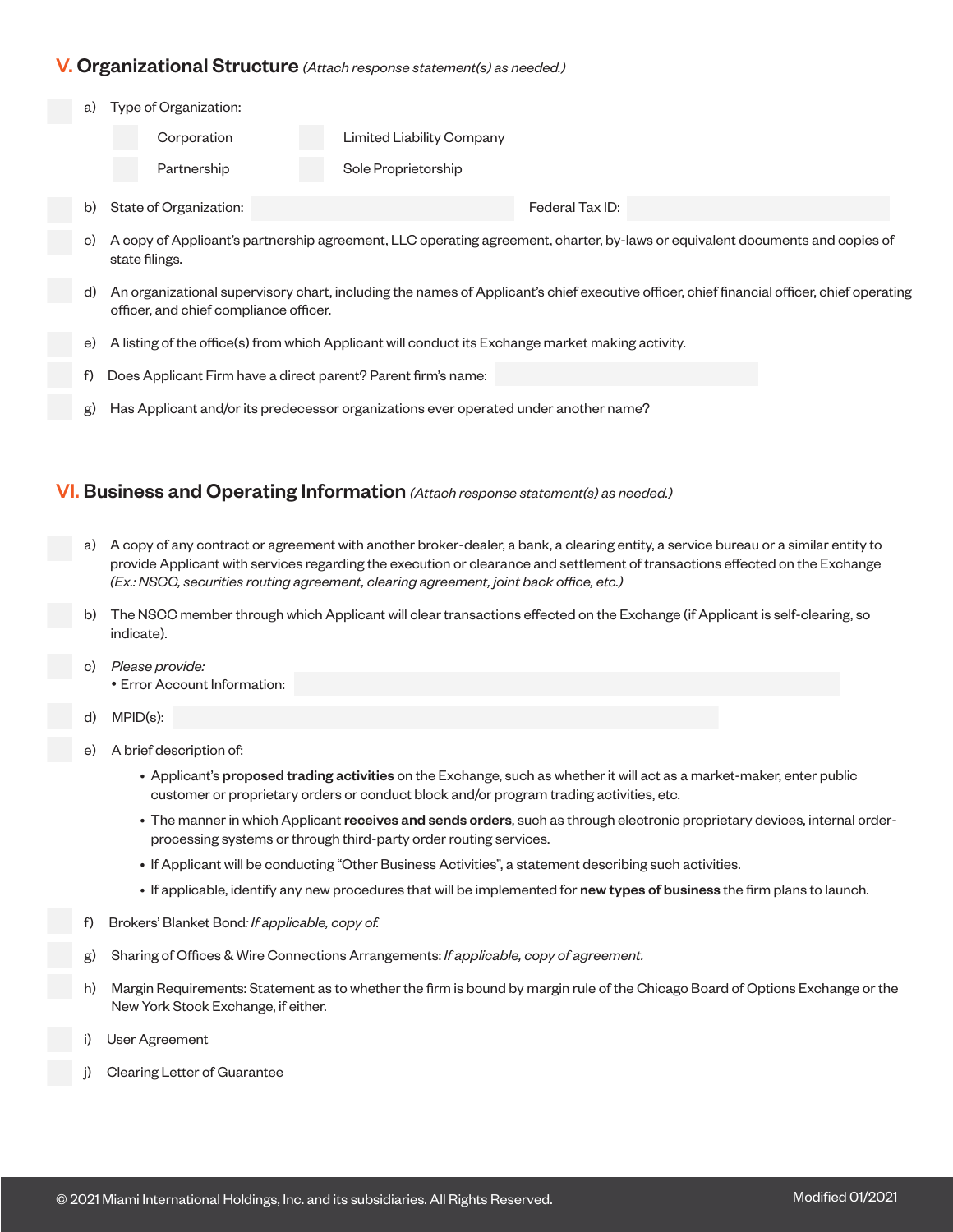## V. Organizational Structure *(Attach response statement(s) as needed.)*

a) Type of Organization:

- Corporation
- Limited Liability Company
- Partnership
- Sole Proprietorship

b) State of Organization: Federal Tax ID:

c) A copy of Applicant's partnership agreement, LLC operating agreement, charter, by-laws or equivalent documents and copies of state filings.

d) An organizational supervisory chart, including the names of Applicant's chief executive officer, chief financial officer, chief operating officer, and chief compliance officer.

e) A listing of the office(s) from which Applicant will conduct its Exchange market making activity.

f) Does Applicant Firm have a direct parent? Parent firm's name:

g) Has Applicant and/or its predecessor organizations ever operated under another name?

## VI. Business and Operating Information *(Attach response statement(s) as needed.)*

a) A copy of any contract or agreement with another broker-dealer, a bank, a clearing entity, a service bureau or a similar entity to provide Applicant with services regarding the execution or clearance and settlement of transactions effected on the Exchange *(Ex.: NSCC, securities routing agreement, clearing agreement, joint back office, etc.)*

b) The NSCC member through which Applicant will clear transactions effected on the Exchange (if Applicant is self-clearing, so indicate).

c) *Please provide:*
• Error Account Information:

d) MPID(s):

e) A brief description of:

- Applicant's **proposed trading activities** on the Exchange, such as whether it will act as a market-maker, enter public customer or proprietary orders or conduct block and/or program trading activities, etc.
- The manner in which Applicant **receives and sends orders**, such as through electronic proprietary devices, internal order-processing systems or through third-party order routing services.
- If Applicant will be conducting "Other Business Activities", a statement describing such activities.
- If applicable, identify any new procedures that will be implemented for **new types of business** the firm plans to launch.

f) Brokers' Blanket Bond*: If applicable, copy of.*

g) Sharing of Offices & Wire Connections Arrangements: *If applicable, copy of agreement.*

h) Margin Requirements: Statement as to whether the firm is bound by margin rule of the Chicago Board of Options Exchange or the New York Stock Exchange, if either.

i) User Agreement

j) Clearing Letter of Guarantee

© 2021 Miami International Holdings, Inc. and its subsidiaries. All Rights Reserved. Modified 01/2021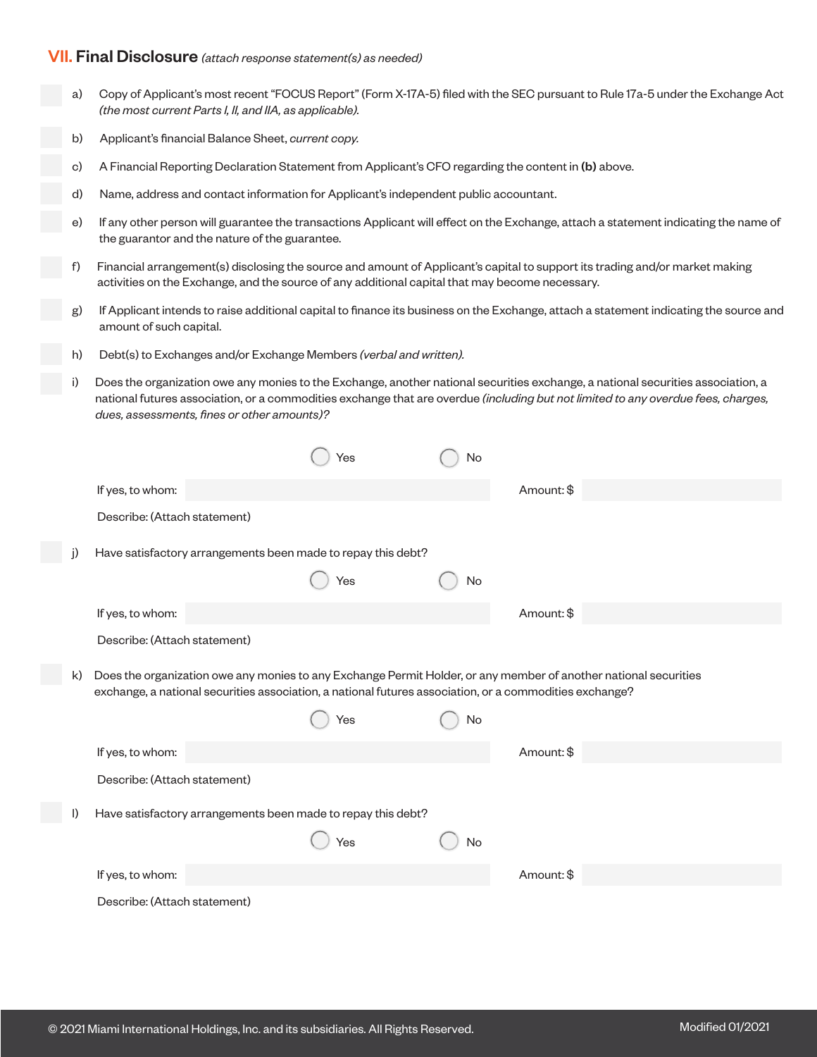## VII. Final Disclosure *(attach response statement(s) as needed)*

- a) Copy of Applicant's most recent "FOCUS Report" (Form X-17A-5) filed with the SEC pursuant to Rule 17a-5 under the Exchange Act *(the most current Parts I, II, and IIA, as applicable).*
- b) Applicant's financial Balance Sheet, *current copy.*
- c) A Financial Reporting Declaration Statement from Applicant's CFO regarding the content in **(b)** above.
- d) Name, address and contact information for Applicant's independent public accountant.
- e) If any other person will guarantee the transactions Applicant will effect on the Exchange, attach a statement indicating the name of the guarantor and the nature of the guarantee.
- f) Financial arrangement(s) disclosing the source and amount of Applicant's capital to support its trading and/or market making activities on the Exchange, and the source of any additional capital that may become necessary.
- g) If Applicant intends to raise additional capital to finance its business on the Exchange, attach a statement indicating the source and amount of such capital.
- h) Debt(s) to Exchanges and/or Exchange Members *(verbal and written).*
- i) Does the organization owe any monies to the Exchange, another national securities exchange, a national securities association, a national futures association, or a commodities exchange that are overdue *(including but not limited to any overdue fees, charges, dues, assessments, fines or other amounts)?*

  ◯ Yes ◯ No

  If yes, to whom: ______ Amount: $ ______

  Describe: (Attach statement)

- j) Have satisfactory arrangements been made to repay this debt?

  ◯ Yes ◯ No

  If yes, to whom: ______ Amount: $ ______

  Describe: (Attach statement)

- k) Does the organization owe any monies to any Exchange Permit Holder, or any member of another national securities exchange, a national securities association, a national futures association, or a commodities exchange?

  ◯ Yes ◯ No

  If yes, to whom: ______ Amount: $ ______

  Describe: (Attach statement)

- l) Have satisfactory arrangements been made to repay this debt?

  ◯ Yes ◯ No

  If yes, to whom: ______ Amount: $ ______

  Describe: (Attach statement)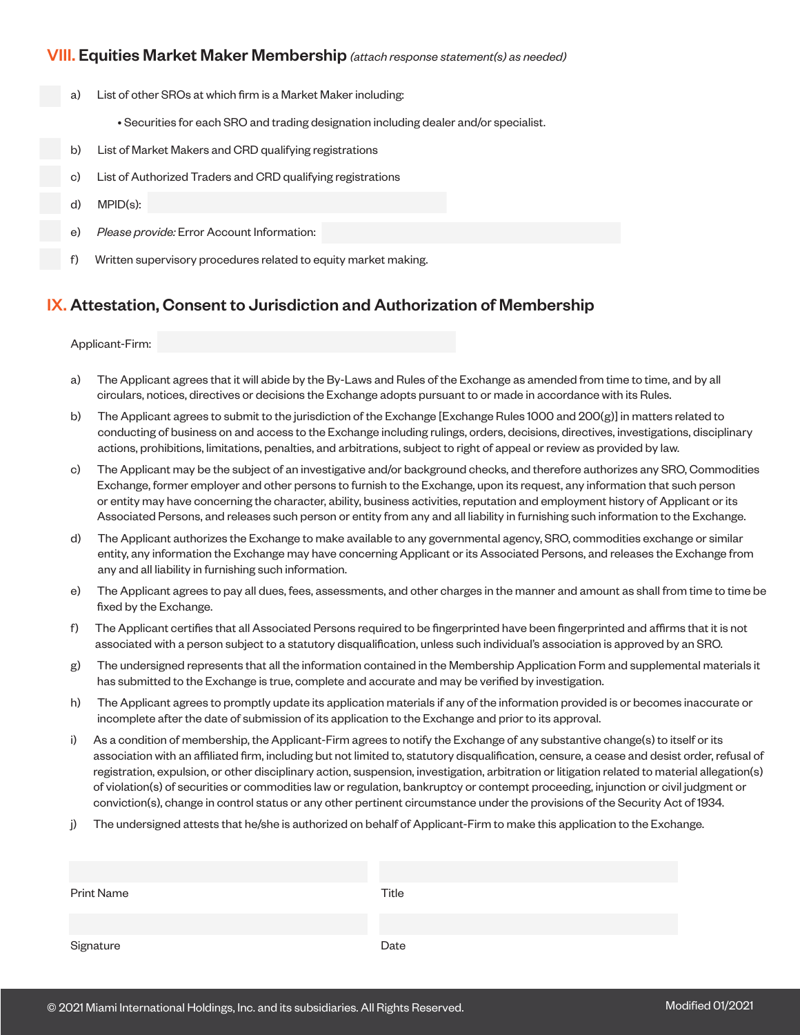## VIII. Equities Market Maker Membership *(attach response statement(s) as needed)*

a) List of other SROs at which firm is a Market Maker including:

- Securities for each SRO and trading designation including dealer and/or specialist.

b) List of Market Makers and CRD qualifying registrations

c) List of Authorized Traders and CRD qualifying registrations

d) MPID(s):

e) *Please provide:* Error Account Information:

f) Written supervisory procedures related to equity market making.

## IX. Attestation, Consent to Jurisdiction and Authorization of Membership

Applicant-Firm:

a) The Applicant agrees that it will abide by the By-Laws and Rules of the Exchange as amended from time to time, and by all circulars, notices, directives or decisions the Exchange adopts pursuant to or made in accordance with its Rules.

b) The Applicant agrees to submit to the jurisdiction of the Exchange [Exchange Rules 1000 and 200(g)] in matters related to conducting of business on and access to the Exchange including rulings, orders, decisions, directives, investigations, disciplinary actions, prohibitions, limitations, penalties, and arbitrations, subject to right of appeal or review as provided by law.

c) The Applicant may be the subject of an investigative and/or background checks, and therefore authorizes any SRO, Commodities Exchange, former employer and other persons to furnish to the Exchange, upon its request, any information that such person or entity may have concerning the character, ability, business activities, reputation and employment history of Applicant or its Associated Persons, and releases such person or entity from any and all liability in furnishing such information to the Exchange.

d) The Applicant authorizes the Exchange to make available to any governmental agency, SRO, commodities exchange or similar entity, any information the Exchange may have concerning Applicant or its Associated Persons, and releases the Exchange from any and all liability in furnishing such information.

e) The Applicant agrees to pay all dues, fees, assessments, and other charges in the manner and amount as shall from time to time be fixed by the Exchange.

f) The Applicant certifies that all Associated Persons required to be fingerprinted have been fingerprinted and affirms that it is not associated with a person subject to a statutory disqualification, unless such individual's association is approved by an SRO.

g) The undersigned represents that all the information contained in the Membership Application Form and supplemental materials it has submitted to the Exchange is true, complete and accurate and may be verified by investigation.

h) The Applicant agrees to promptly update its application materials if any of the information provided is or becomes inaccurate or incomplete after the date of submission of its application to the Exchange and prior to its approval.

i) As a condition of membership, the Applicant-Firm agrees to notify the Exchange of any substantive change(s) to itself or its association with an affiliated firm, including but not limited to, statutory disqualification, censure, a cease and desist order, refusal of registration, expulsion, or other disciplinary action, suspension, investigation, arbitration or litigation related to material allegation(s) of violation(s) of securities or commodities law or regulation, bankruptcy or contempt proceeding, injunction or civil judgment or conviction(s), change in control status or any other pertinent circumstance under the provisions of the Security Act of 1934.

j) The undersigned attests that he/she is authorized on behalf of Applicant-Firm to make this application to the Exchange.

| | |
|---|---|
| Print Name | Title |
| Signature | Date |

© 2021 Miami International Holdings, Inc. and its subsidiaries. All Rights Reserved. Modified 01/2021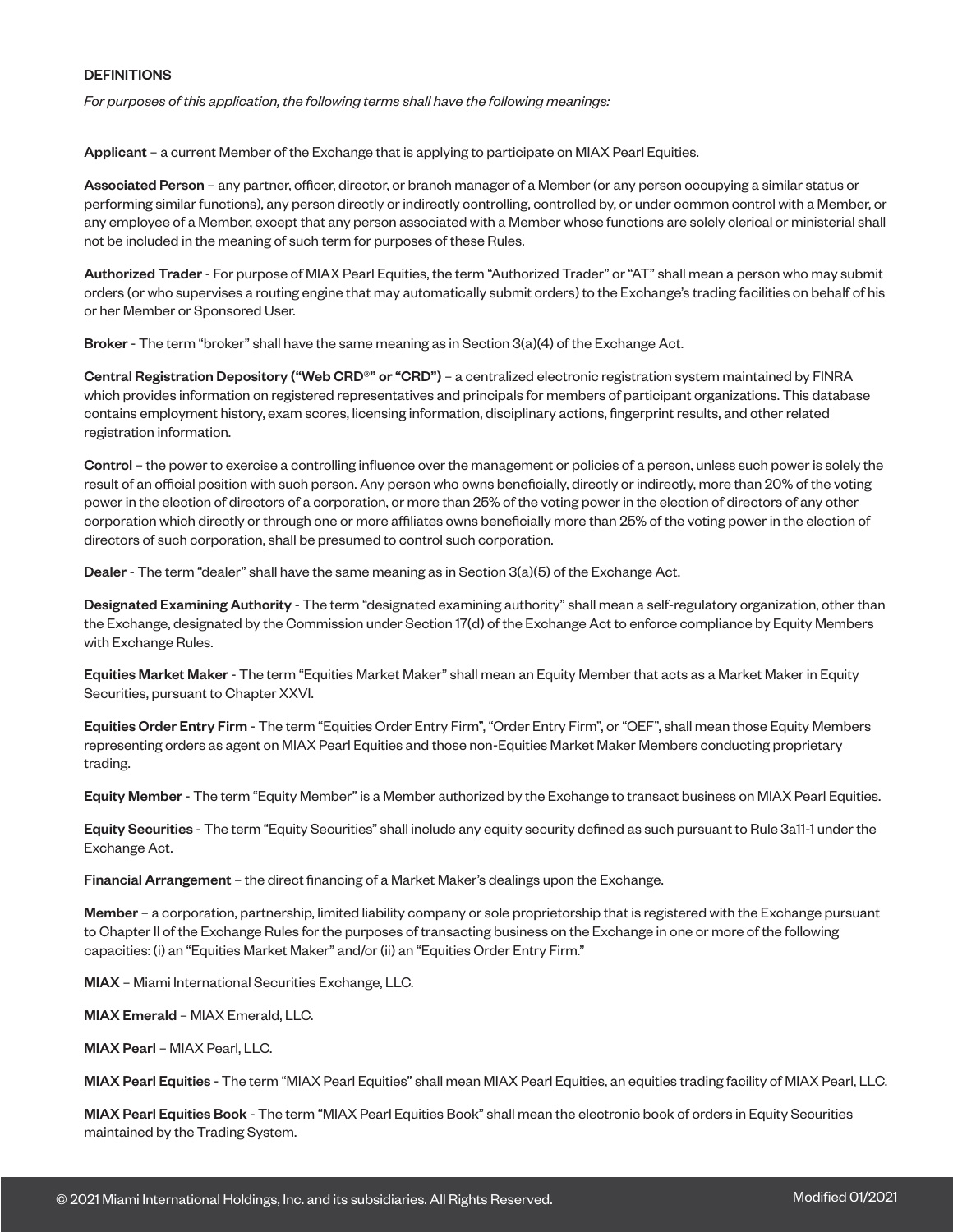## DEFINITIONS

*For purposes of this application, the following terms shall have the following meanings:*

**Applicant** – a current Member of the Exchange that is applying to participate on MIAX Pearl Equities.

**Associated Person** – any partner, officer, director, or branch manager of a Member (or any person occupying a similar status or performing similar functions), any person directly or indirectly controlling, controlled by, or under common control with a Member, or any employee of a Member, except that any person associated with a Member whose functions are solely clerical or ministerial shall not be included in the meaning of such term for purposes of these Rules.

**Authorized Trader** - For purpose of MIAX Pearl Equities, the term "Authorized Trader" or "AT" shall mean a person who may submit orders (or who supervises a routing engine that may automatically submit orders) to the Exchange's trading facilities on behalf of his or her Member or Sponsored User.

**Broker** - The term "broker" shall have the same meaning as in Section 3(a)(4) of the Exchange Act.

**Central Registration Depository ("Web CRD®" or "CRD")** – a centralized electronic registration system maintained by FINRA which provides information on registered representatives and principals for members of participant organizations. This database contains employment history, exam scores, licensing information, disciplinary actions, fingerprint results, and other related registration information.

**Control** – the power to exercise a controlling influence over the management or policies of a person, unless such power is solely the result of an official position with such person. Any person who owns beneficially, directly or indirectly, more than 20% of the voting power in the election of directors of a corporation, or more than 25% of the voting power in the election of directors of any other corporation which directly or through one or more affiliates owns beneficially more than 25% of the voting power in the election of directors of such corporation, shall be presumed to control such corporation.

**Dealer** - The term "dealer" shall have the same meaning as in Section 3(a)(5) of the Exchange Act.

**Designated Examining Authority** - The term "designated examining authority" shall mean a self-regulatory organization, other than the Exchange, designated by the Commission under Section 17(d) of the Exchange Act to enforce compliance by Equity Members with Exchange Rules.

**Equities Market Maker** - The term "Equities Market Maker" shall mean an Equity Member that acts as a Market Maker in Equity Securities, pursuant to Chapter XXVI.

**Equities Order Entry Firm** - The term "Equities Order Entry Firm", "Order Entry Firm", or "OEF", shall mean those Equity Members representing orders as agent on MIAX Pearl Equities and those non-Equities Market Maker Members conducting proprietary trading.

**Equity Member** - The term "Equity Member" is a Member authorized by the Exchange to transact business on MIAX Pearl Equities.

**Equity Securities** - The term "Equity Securities" shall include any equity security defined as such pursuant to Rule 3a11-1 under the Exchange Act.

**Financial Arrangement** – the direct financing of a Market Maker's dealings upon the Exchange.

**Member** – a corporation, partnership, limited liability company or sole proprietorship that is registered with the Exchange pursuant to Chapter II of the Exchange Rules for the purposes of transacting business on the Exchange in one or more of the following capacities: (i) an "Equities Market Maker" and/or (ii) an "Equities Order Entry Firm."

**MIAX** – Miami International Securities Exchange, LLC.

**MIAX Emerald** – MIAX Emerald, LLC.

**MIAX Pearl** – MIAX Pearl, LLC.

**MIAX Pearl Equities** - The term "MIAX Pearl Equities" shall mean MIAX Pearl Equities, an equities trading facility of MIAX Pearl, LLC.

**MIAX Pearl Equities Book** - The term "MIAX Pearl Equities Book" shall mean the electronic book of orders in Equity Securities maintained by the Trading System.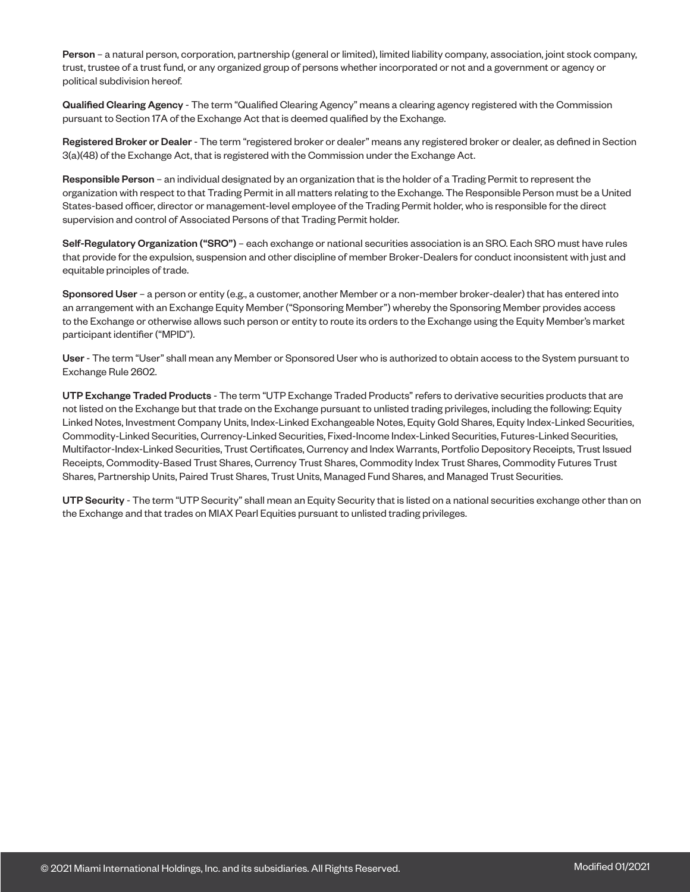**Person** – a natural person, corporation, partnership (general or limited), limited liability company, association, joint stock company, trust, trustee of a trust fund, or any organized group of persons whether incorporated or not and a government or agency or political subdivision hereof.

**Qualified Clearing Agency** - The term "Qualified Clearing Agency" means a clearing agency registered with the Commission pursuant to Section 17A of the Exchange Act that is deemed qualified by the Exchange.

**Registered Broker or Dealer** - The term "registered broker or dealer" means any registered broker or dealer, as defined in Section 3(a)(48) of the Exchange Act, that is registered with the Commission under the Exchange Act.

**Responsible Person** – an individual designated by an organization that is the holder of a Trading Permit to represent the organization with respect to that Trading Permit in all matters relating to the Exchange. The Responsible Person must be a United States-based officer, director or management-level employee of the Trading Permit holder, who is responsible for the direct supervision and control of Associated Persons of that Trading Permit holder.

**Self-Regulatory Organization ("SRO")** – each exchange or national securities association is an SRO. Each SRO must have rules that provide for the expulsion, suspension and other discipline of member Broker-Dealers for conduct inconsistent with just and equitable principles of trade.

**Sponsored User** – a person or entity (e.g., a customer, another Member or a non-member broker-dealer) that has entered into an arrangement with an Exchange Equity Member ("Sponsoring Member") whereby the Sponsoring Member provides access to the Exchange or otherwise allows such person or entity to route its orders to the Exchange using the Equity Member's market participant identifier ("MPID").

**User** - The term "User" shall mean any Member or Sponsored User who is authorized to obtain access to the System pursuant to Exchange Rule 2602.

**UTP Exchange Traded Products** - The term "UTP Exchange Traded Products" refers to derivative securities products that are not listed on the Exchange but that trade on the Exchange pursuant to unlisted trading privileges, including the following: Equity Linked Notes, Investment Company Units, Index-Linked Exchangeable Notes, Equity Gold Shares, Equity Index-Linked Securities, Commodity-Linked Securities, Currency-Linked Securities, Fixed-Income Index-Linked Securities, Futures-Linked Securities, Multifactor-Index-Linked Securities, Trust Certificates, Currency and Index Warrants, Portfolio Depository Receipts, Trust Issued Receipts, Commodity-Based Trust Shares, Currency Trust Shares, Commodity Index Trust Shares, Commodity Futures Trust Shares, Partnership Units, Paired Trust Shares, Trust Units, Managed Fund Shares, and Managed Trust Securities.

**UTP Security** - The term "UTP Security" shall mean an Equity Security that is listed on a national securities exchange other than on the Exchange and that trades on MIAX Pearl Equities pursuant to unlisted trading privileges.

© 2021 Miami International Holdings, Inc. and its subsidiaries. All Rights Reserved.

Modified 01/2021